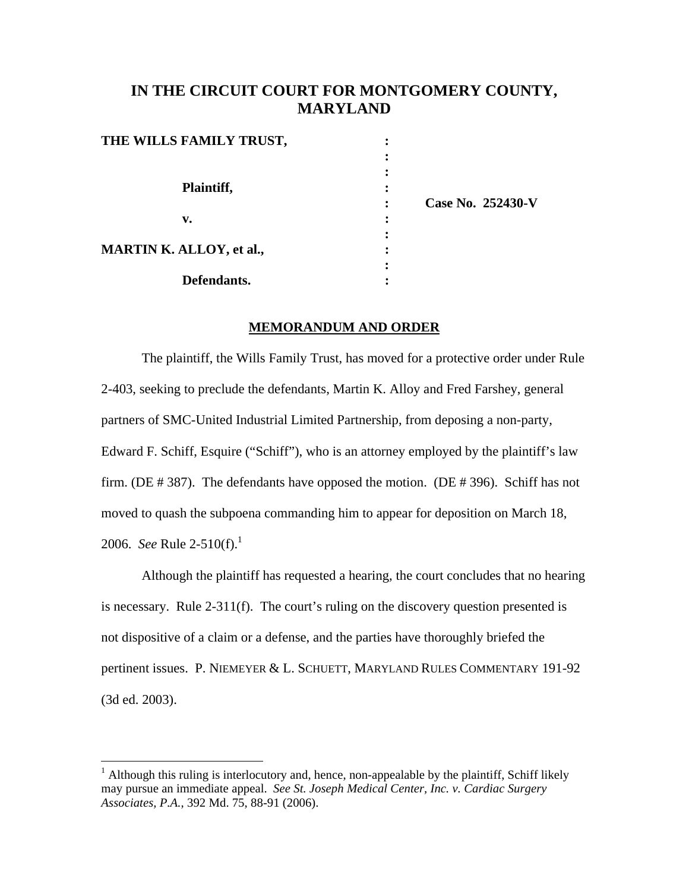# IN THE CIRCUIT COURT FOR MONTGOMERY COUNTY, MARYLAND

| | | |
|---|---|---|
| **THE WILLS FAMILY TRUST,** | : | |
| | : | |
| | : | |
| **Plaintiff,** | : | |
| | : | **Case No. 252430-V** |
| **v.** | : | |
| | : | |
| **MARTIN K. ALLOY, et al.,** | : | |
| | : | |
| **Defendants.** | : | |

## MEMORANDUM AND ORDER

The plaintiff, the Wills Family Trust, has moved for a protective order under Rule 2-403, seeking to preclude the defendants, Martin K. Alloy and Fred Farshey, general partners of SMC-United Industrial Limited Partnership, from deposing a non-party, Edward F. Schiff, Esquire ("Schiff"), who is an attorney employed by the plaintiff's law firm. (DE # 387). The defendants have opposed the motion. (DE # 396). Schiff has not moved to quash the subpoena commanding him to appear for deposition on March 18, 2006. *See* Rule 2-510(f).[1]

Although the plaintiff has requested a hearing, the court concludes that no hearing is necessary. Rule 2-311(f). The court's ruling on the discovery question presented is not dispositive of a claim or a defense, and the parties have thoroughly briefed the pertinent issues. P. NIEMEYER & L. SCHUETT, MARYLAND RULES COMMENTARY 191-92 (3d ed. 2003).

---

[1] Although this ruling is interlocutory and, hence, non-appealable by the plaintiff, Schiff likely may pursue an immediate appeal. *See St. Joseph Medical Center, Inc. v. Cardiac Surgery Associates, P.A.*, 392 Md. 75, 88-91 (2006).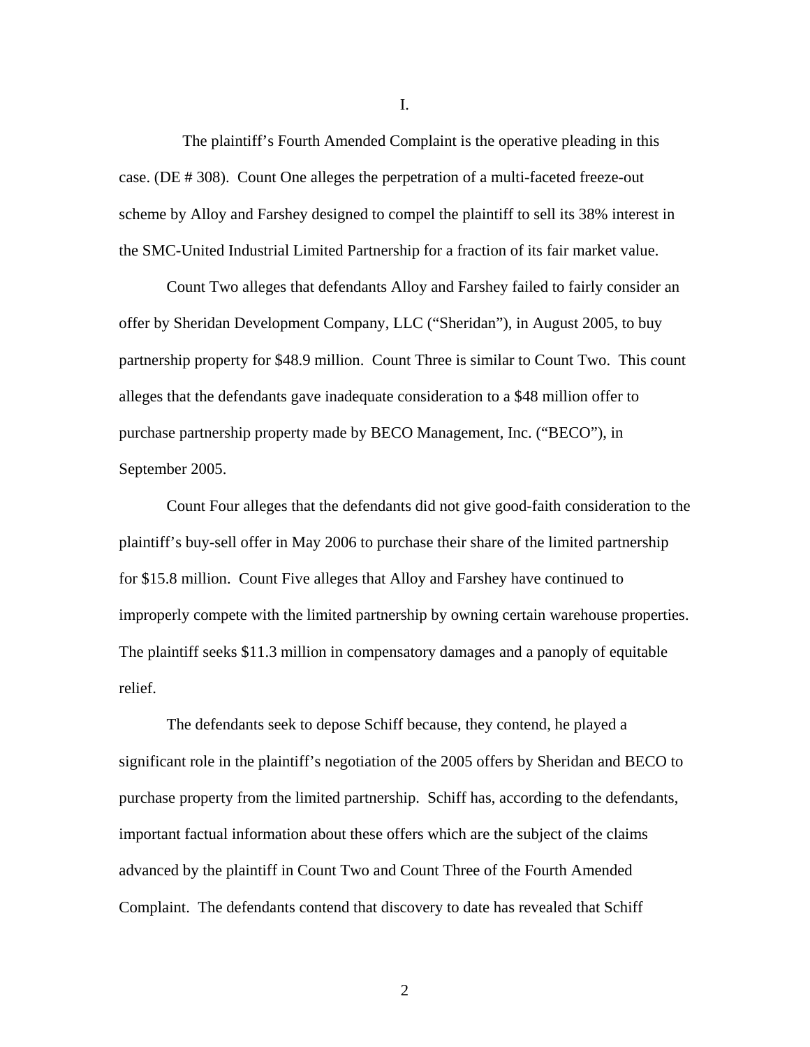I.

The plaintiff's Fourth Amended Complaint is the operative pleading in this case. (DE # 308). Count One alleges the perpetration of a multi-faceted freeze-out scheme by Alloy and Farshey designed to compel the plaintiff to sell its 38% interest in the SMC-United Industrial Limited Partnership for a fraction of its fair market value.

Count Two alleges that defendants Alloy and Farshey failed to fairly consider an offer by Sheridan Development Company, LLC ("Sheridan"), in August 2005, to buy partnership property for \$48.9 million. Count Three is similar to Count Two. This count alleges that the defendants gave inadequate consideration to a \$48 million offer to purchase partnership property made by BECO Management, Inc. ("BECO"), in September 2005.

Count Four alleges that the defendants did not give good-faith consideration to the plaintiff's buy-sell offer in May 2006 to purchase their share of the limited partnership for \$15.8 million. Count Five alleges that Alloy and Farshey have continued to improperly compete with the limited partnership by owning certain warehouse properties. The plaintiff seeks \$11.3 million in compensatory damages and a panoply of equitable relief.

The defendants seek to depose Schiff because, they contend, he played a significant role in the plaintiff's negotiation of the 2005 offers by Sheridan and BECO to purchase property from the limited partnership. Schiff has, according to the defendants, important factual information about these offers which are the subject of the claims advanced by the plaintiff in Count Two and Count Three of the Fourth Amended Complaint. The defendants contend that discovery to date has revealed that Schiff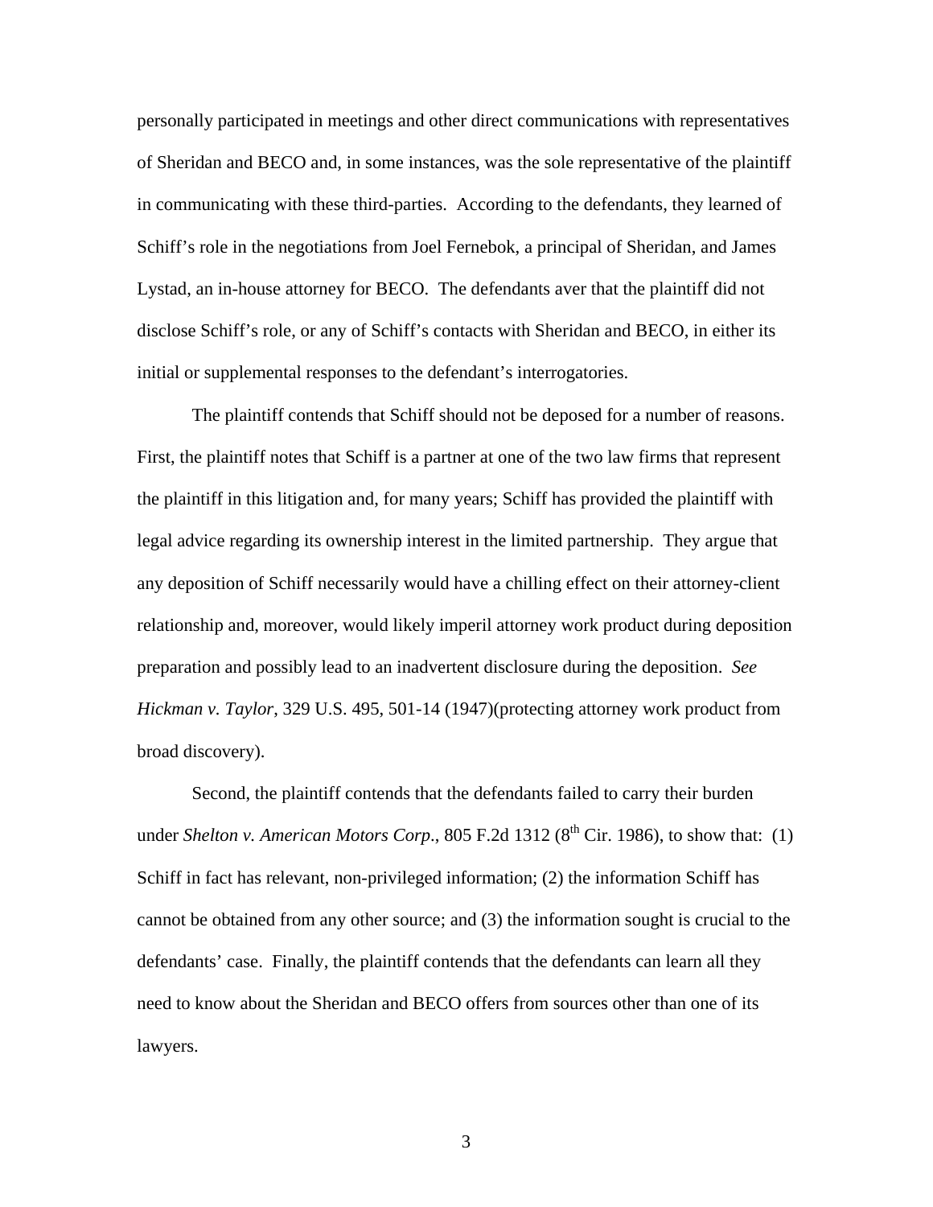personally participated in meetings and other direct communications with representatives of Sheridan and BECO and, in some instances, was the sole representative of the plaintiff in communicating with these third-parties. According to the defendants, they learned of Schiff's role in the negotiations from Joel Fernebok, a principal of Sheridan, and James Lystad, an in-house attorney for BECO. The defendants aver that the plaintiff did not disclose Schiff's role, or any of Schiff's contacts with Sheridan and BECO, in either its initial or supplemental responses to the defendant's interrogatories.

The plaintiff contends that Schiff should not be deposed for a number of reasons. First, the plaintiff notes that Schiff is a partner at one of the two law firms that represent the plaintiff in this litigation and, for many years; Schiff has provided the plaintiff with legal advice regarding its ownership interest in the limited partnership. They argue that any deposition of Schiff necessarily would have a chilling effect on their attorney-client relationship and, moreover, would likely imperil attorney work product during deposition preparation and possibly lead to an inadvertent disclosure during the deposition. *See Hickman v. Taylor*, 329 U.S. 495, 501-14 (1947)(protecting attorney work product from broad discovery).

Second, the plaintiff contends that the defendants failed to carry their burden under *Shelton v. American Motors Corp.*, 805 F.2d 1312 (8th Cir. 1986), to show that: (1) Schiff in fact has relevant, non-privileged information; (2) the information Schiff has cannot be obtained from any other source; and (3) the information sought is crucial to the defendants' case. Finally, the plaintiff contends that the defendants can learn all they need to know about the Sheridan and BECO offers from sources other than one of its lawyers.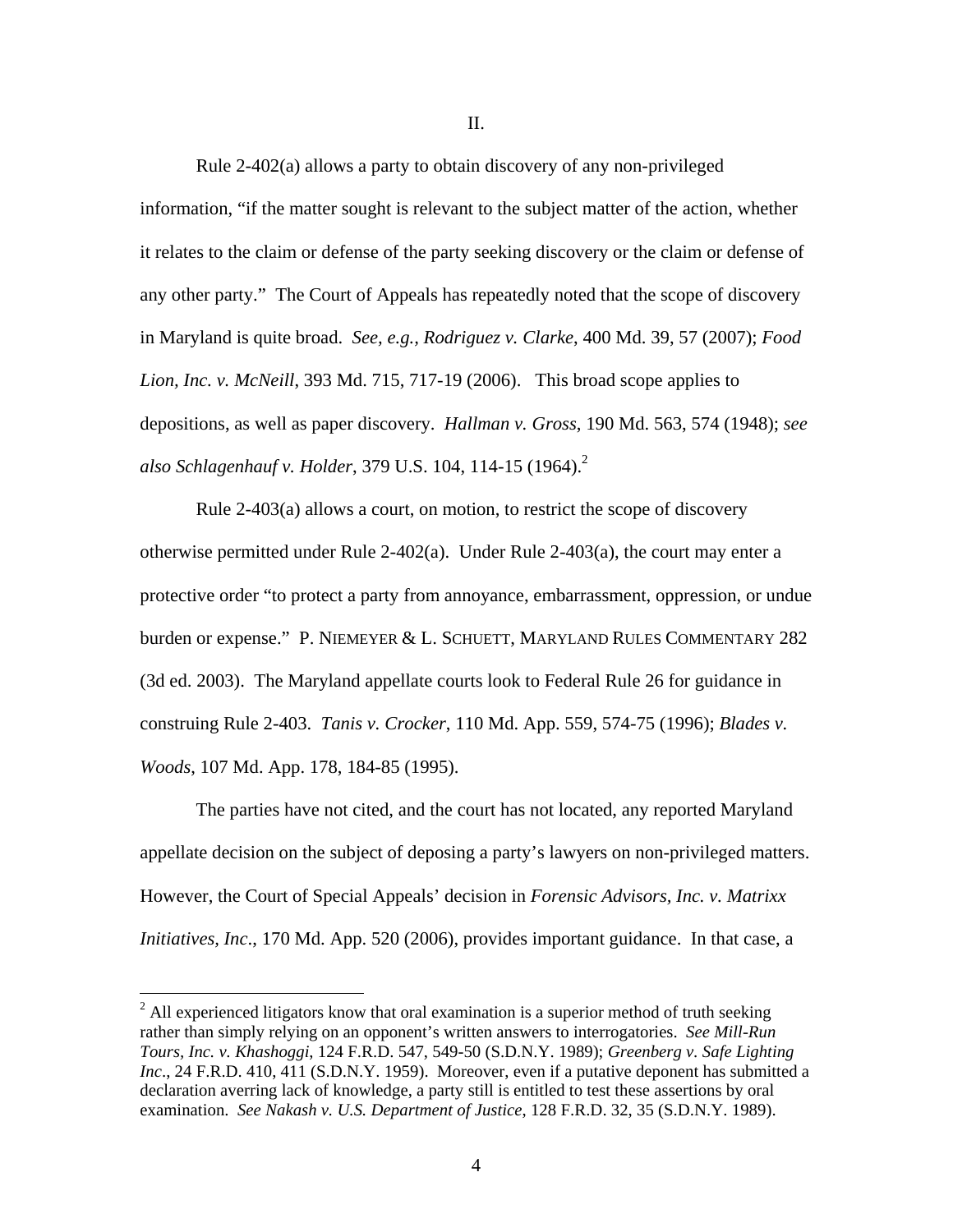II.

Rule 2-402(a) allows a party to obtain discovery of any non-privileged information, "if the matter sought is relevant to the subject matter of the action, whether it relates to the claim or defense of the party seeking discovery or the claim or defense of any other party." The Court of Appeals has repeatedly noted that the scope of discovery in Maryland is quite broad. *See, e.g., Rodriguez v. Clarke*, 400 Md. 39, 57 (2007); *Food Lion, Inc. v. McNeill*, 393 Md. 715, 717-19 (2006). This broad scope applies to depositions, as well as paper discovery. *Hallman v. Gross*, 190 Md. 563, 574 (1948); *see also Schlagenhauf v. Holder*, 379 U.S. 104, 114-15 (1964).[2]

Rule 2-403(a) allows a court, on motion, to restrict the scope of discovery otherwise permitted under Rule 2-402(a). Under Rule 2-403(a), the court may enter a protective order "to protect a party from annoyance, embarrassment, oppression, or undue burden or expense." P. NIEMEYER & L. SCHUETT, MARYLAND RULES COMMENTARY 282 (3d ed. 2003). The Maryland appellate courts look to Federal Rule 26 for guidance in construing Rule 2-403. *Tanis v. Crocker*, 110 Md. App. 559, 574-75 (1996); *Blades v. Woods*, 107 Md. App. 178, 184-85 (1995).

The parties have not cited, and the court has not located, any reported Maryland appellate decision on the subject of deposing a party's lawyers on non-privileged matters. However, the Court of Special Appeals' decision in *Forensic Advisors, Inc. v. Matrixx Initiatives, Inc.*, 170 Md. App. 520 (2006), provides important guidance. In that case, a

[2] All experienced litigators know that oral examination is a superior method of truth seeking rather than simply relying on an opponent's written answers to interrogatories. *See Mill-Run Tours, Inc. v. Khashoggi*, 124 F.R.D. 547, 549-50 (S.D.N.Y. 1989); *Greenberg v. Safe Lighting Inc*., 24 F.R.D. 410, 411 (S.D.N.Y. 1959). Moreover, even if a putative deponent has submitted a declaration averring lack of knowledge, a party still is entitled to test these assertions by oral examination. *See Nakash v. U.S. Department of Justice*, 128 F.R.D. 32, 35 (S.D.N.Y. 1989).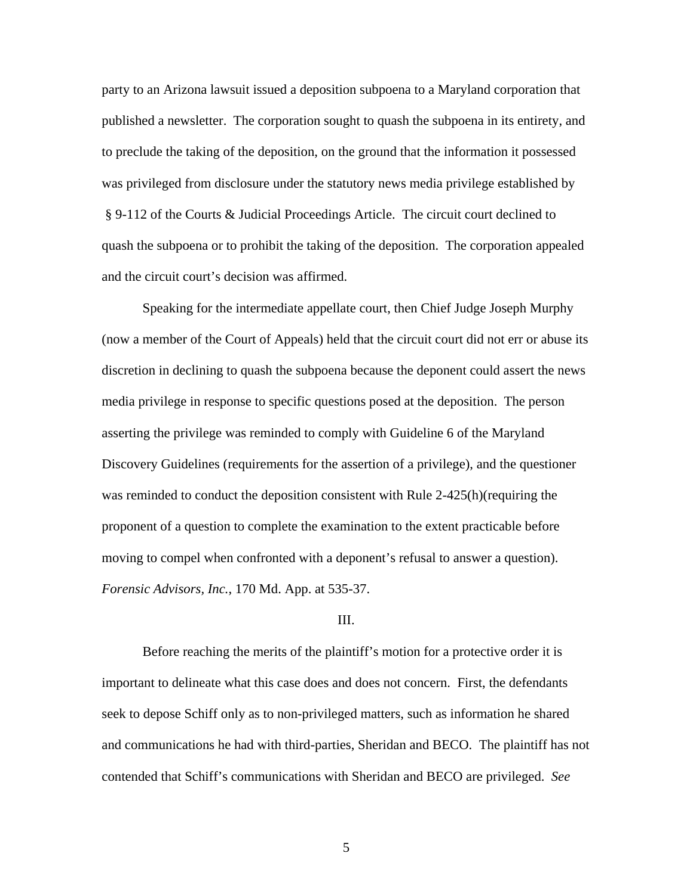party to an Arizona lawsuit issued a deposition subpoena to a Maryland corporation that published a newsletter. The corporation sought to quash the subpoena in its entirety, and to preclude the taking of the deposition, on the ground that the information it possessed was privileged from disclosure under the statutory news media privilege established by § 9-112 of the Courts & Judicial Proceedings Article. The circuit court declined to quash the subpoena or to prohibit the taking of the deposition. The corporation appealed and the circuit court's decision was affirmed.

Speaking for the intermediate appellate court, then Chief Judge Joseph Murphy (now a member of the Court of Appeals) held that the circuit court did not err or abuse its discretion in declining to quash the subpoena because the deponent could assert the news media privilege in response to specific questions posed at the deposition. The person asserting the privilege was reminded to comply with Guideline 6 of the Maryland Discovery Guidelines (requirements for the assertion of a privilege), and the questioner was reminded to conduct the deposition consistent with Rule 2-425(h)(requiring the proponent of a question to complete the examination to the extent practicable before moving to compel when confronted with a deponent's refusal to answer a question). *Forensic Advisors, Inc.*, 170 Md. App. at 535-37.

III.

Before reaching the merits of the plaintiff's motion for a protective order it is important to delineate what this case does and does not concern. First, the defendants seek to depose Schiff only as to non-privileged matters, such as information he shared and communications he had with third-parties, Sheridan and BECO. The plaintiff has not contended that Schiff's communications with Sheridan and BECO are privileged. *See*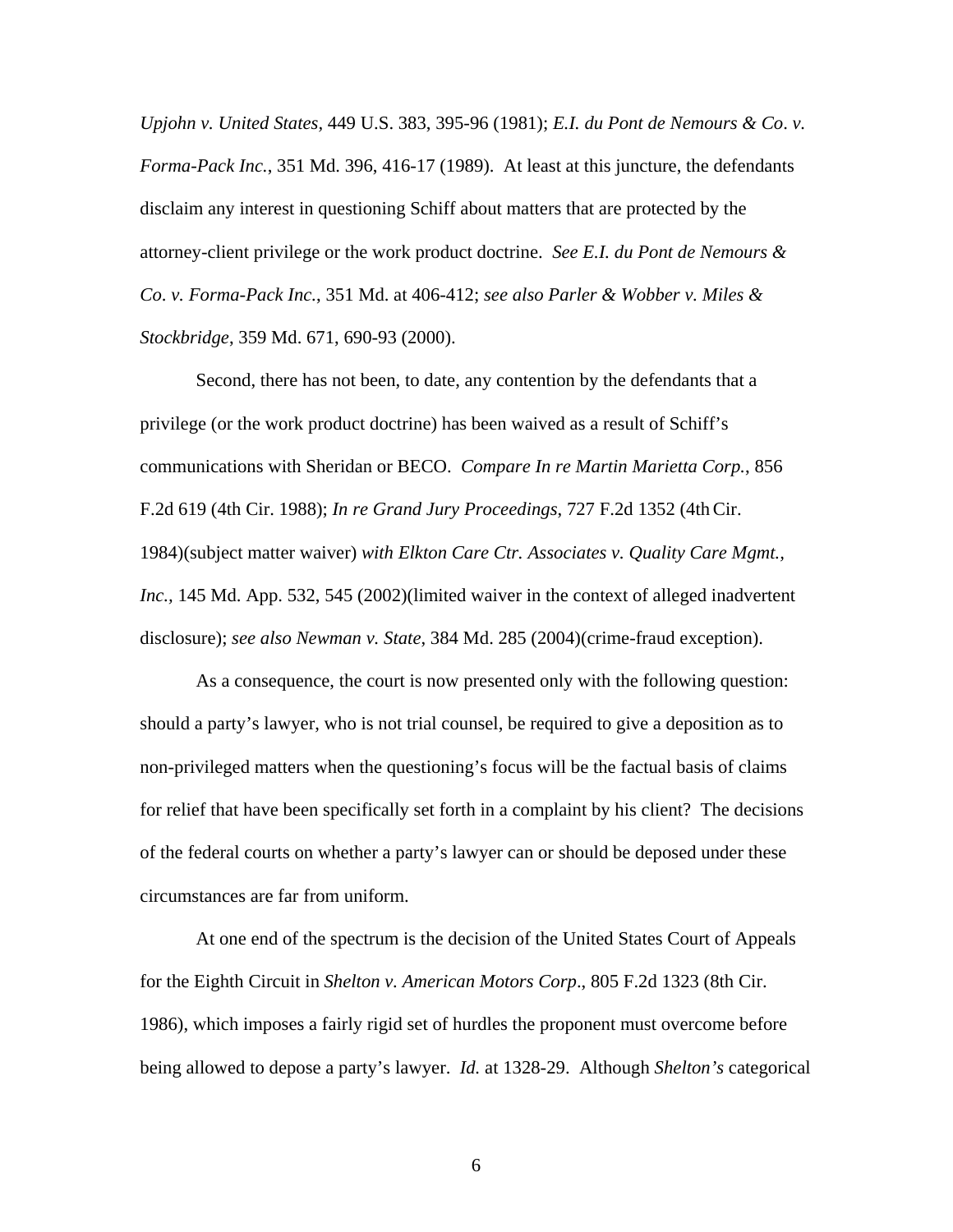*Upjohn v. United States*, 449 U.S. 383, 395-96 (1981); *E.I. du Pont de Nemours & Co. v. Forma-Pack Inc.*, 351 Md. 396, 416-17 (1989). At least at this juncture, the defendants disclaim any interest in questioning Schiff about matters that are protected by the attorney-client privilege or the work product doctrine. *See E.I. du Pont de Nemours & Co. v. Forma-Pack Inc.*, 351 Md. at 406-412; *see also Parler & Wobber v. Miles & Stockbridge*, 359 Md. 671, 690-93 (2000).

Second, there has not been, to date, any contention by the defendants that a privilege (or the work product doctrine) has been waived as a result of Schiff's communications with Sheridan or BECO. *Compare In re Martin Marietta Corp.*, 856 F.2d 619 (4th Cir. 1988); *In re Grand Jury Proceedings*, 727 F.2d 1352 (4th Cir. 1984)(subject matter waiver) *with Elkton Care Ctr. Associates v. Quality Care Mgmt., Inc.*, 145 Md. App. 532, 545 (2002)(limited waiver in the context of alleged inadvertent disclosure); *see also Newman v. State*, 384 Md. 285 (2004)(crime-fraud exception).

As a consequence, the court is now presented only with the following question: should a party's lawyer, who is not trial counsel, be required to give a deposition as to non-privileged matters when the questioning's focus will be the factual basis of claims for relief that have been specifically set forth in a complaint by his client? The decisions of the federal courts on whether a party's lawyer can or should be deposed under these circumstances are far from uniform.

At one end of the spectrum is the decision of the United States Court of Appeals for the Eighth Circuit in *Shelton v. American Motors Corp*., 805 F.2d 1323 (8th Cir. 1986), which imposes a fairly rigid set of hurdles the proponent must overcome before being allowed to depose a party's lawyer. *Id.* at 1328-29. Although *Shelton's* categorical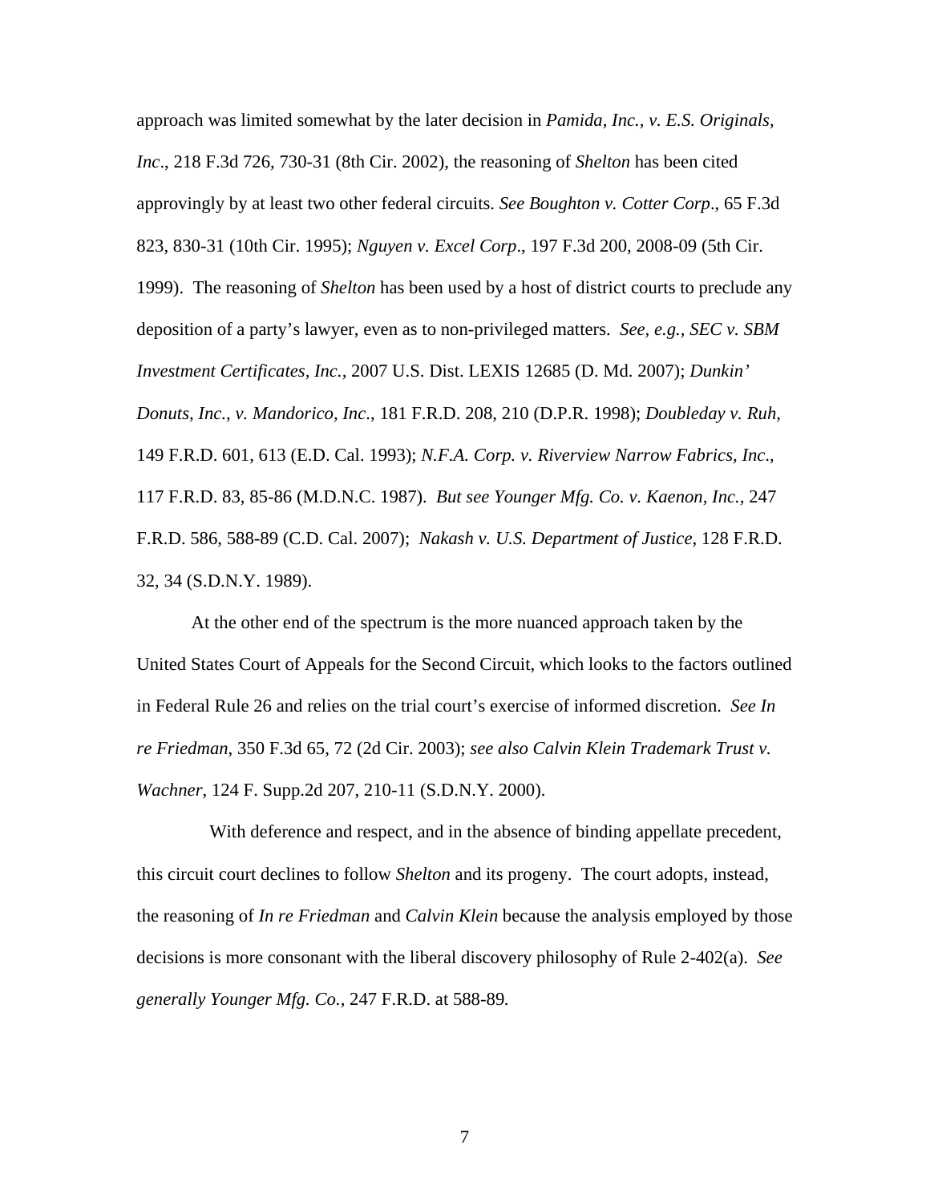approach was limited somewhat by the later decision in *Pamida, Inc., v. E.S. Originals, Inc*., 218 F.3d 726, 730-31 (8th Cir. 2002), the reasoning of *Shelton* has been cited approvingly by at least two other federal circuits. *See Boughton v. Cotter Corp*., 65 F.3d 823, 830-31 (10th Cir. 1995); *Nguyen v. Excel Corp*., 197 F.3d 200, 2008-09 (5th Cir. 1999). The reasoning of *Shelton* has been used by a host of district courts to preclude any deposition of a party's lawyer, even as to non-privileged matters. *See, e.g., SEC v. SBM Investment Certificates, Inc.*, 2007 U.S. Dist. LEXIS 12685 (D. Md. 2007); *Dunkin' Donuts, Inc., v. Mandorico, Inc*., 181 F.R.D. 208, 210 (D.P.R. 1998); *Doubleday v. Ruh*, 149 F.R.D. 601, 613 (E.D. Cal. 1993); *N.F.A. Corp. v. Riverview Narrow Fabrics, Inc*., 117 F.R.D. 83, 85-86 (M.D.N.C. 1987). *But see Younger Mfg. Co. v. Kaenon, Inc.*, 247 F.R.D. 586, 588-89 (C.D. Cal. 2007); *Nakash v. U.S. Department of Justice*, 128 F.R.D. 32, 34 (S.D.N.Y. 1989).

At the other end of the spectrum is the more nuanced approach taken by the United States Court of Appeals for the Second Circuit, which looks to the factors outlined in Federal Rule 26 and relies on the trial court's exercise of informed discretion. *See In re Friedman*, 350 F.3d 65, 72 (2d Cir. 2003); *see also Calvin Klein Trademark Trust v. Wachner*, 124 F. Supp.2d 207, 210-11 (S.D.N.Y. 2000).

With deference and respect, and in the absence of binding appellate precedent, this circuit court declines to follow *Shelton* and its progeny. The court adopts, instead, the reasoning of *In re Friedman* and *Calvin Klein* because the analysis employed by those decisions is more consonant with the liberal discovery philosophy of Rule 2-402(a). *See generally Younger Mfg. Co.*, 247 F.R.D. at 588-89.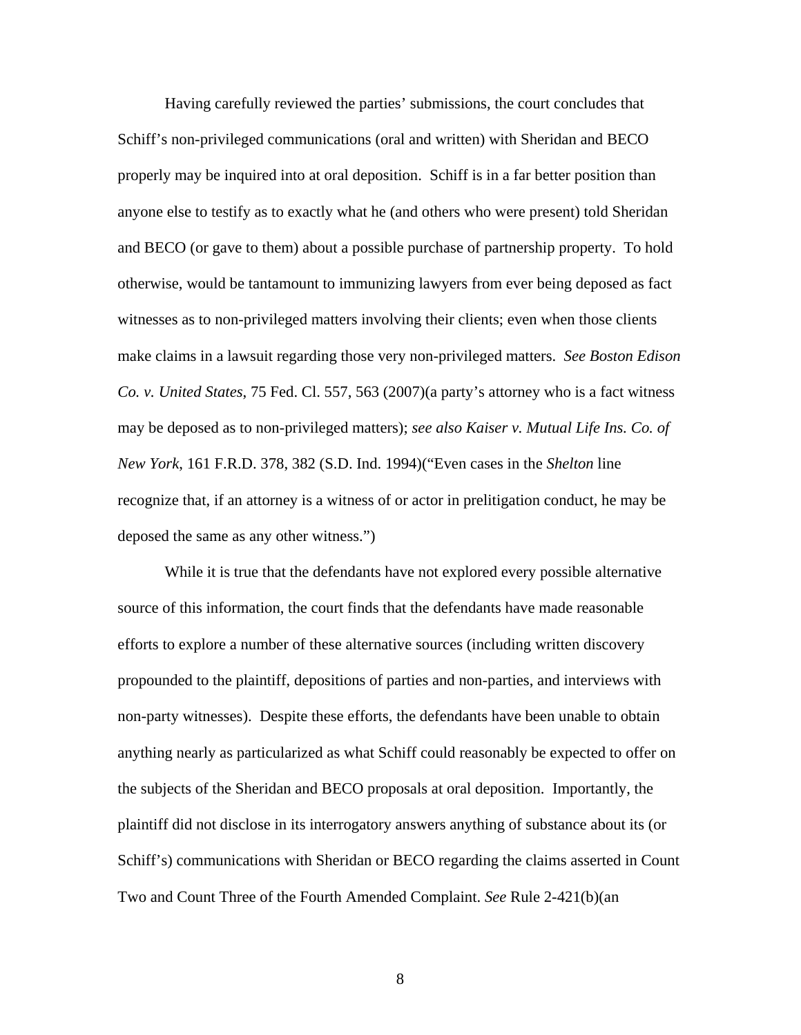Having carefully reviewed the parties' submissions, the court concludes that Schiff's non-privileged communications (oral and written) with Sheridan and BECO properly may be inquired into at oral deposition. Schiff is in a far better position than anyone else to testify as to exactly what he (and others who were present) told Sheridan and BECO (or gave to them) about a possible purchase of partnership property. To hold otherwise, would be tantamount to immunizing lawyers from ever being deposed as fact witnesses as to non-privileged matters involving their clients; even when those clients make claims in a lawsuit regarding those very non-privileged matters. *See Boston Edison Co. v. United States*, 75 Fed. Cl. 557, 563 (2007)(a party's attorney who is a fact witness may be deposed as to non-privileged matters); *see also Kaiser v. Mutual Life Ins. Co. of New York*, 161 F.R.D. 378, 382 (S.D. Ind. 1994)("Even cases in the *Shelton* line recognize that, if an attorney is a witness of or actor in prelitigation conduct, he may be deposed the same as any other witness.")

While it is true that the defendants have not explored every possible alternative source of this information, the court finds that the defendants have made reasonable efforts to explore a number of these alternative sources (including written discovery propounded to the plaintiff, depositions of parties and non-parties, and interviews with non-party witnesses). Despite these efforts, the defendants have been unable to obtain anything nearly as particularized as what Schiff could reasonably be expected to offer on the subjects of the Sheridan and BECO proposals at oral deposition. Importantly, the plaintiff did not disclose in its interrogatory answers anything of substance about its (or Schiff's) communications with Sheridan or BECO regarding the claims asserted in Count Two and Count Three of the Fourth Amended Complaint. *See* Rule 2-421(b)(an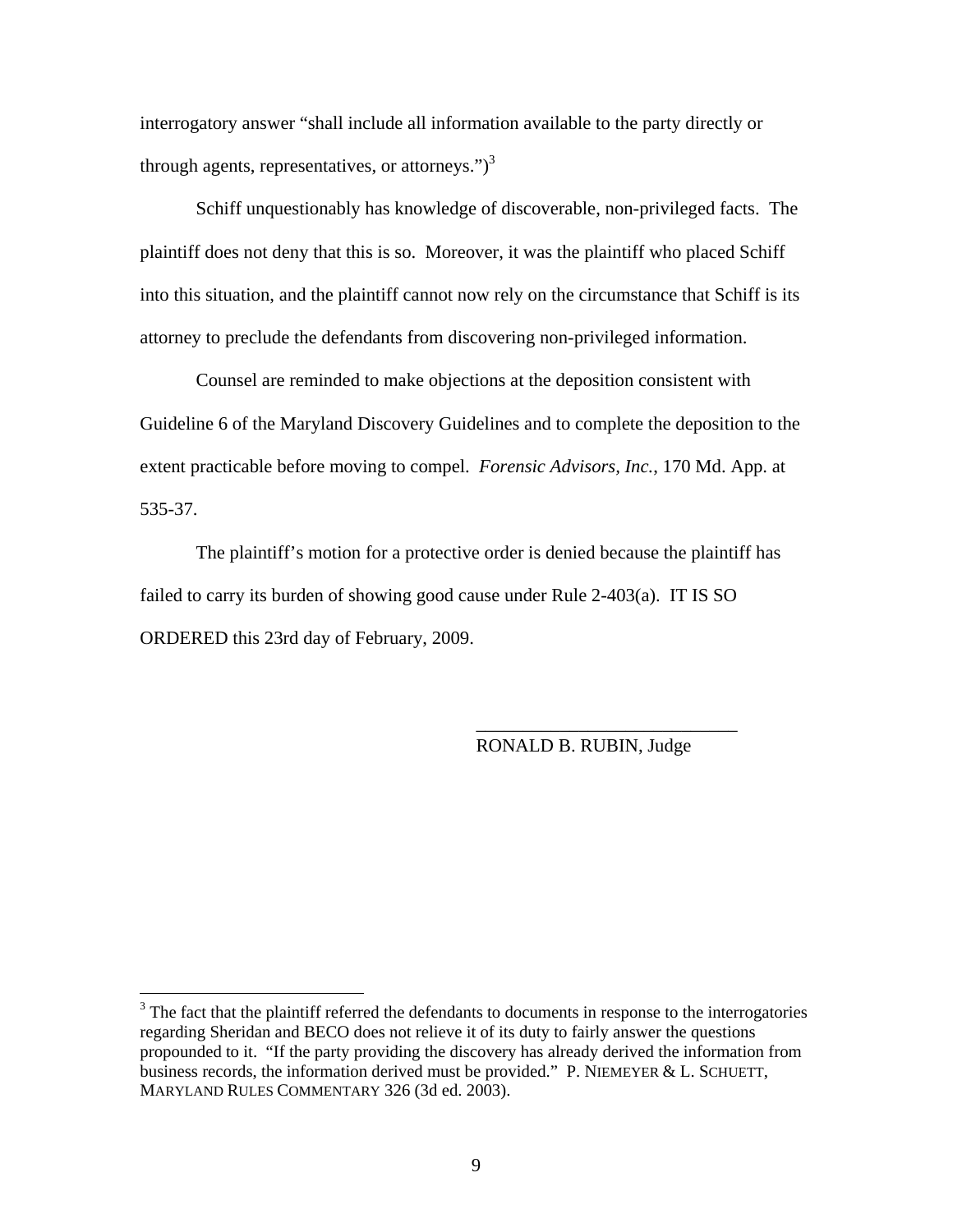interrogatory answer "shall include all information available to the party directly or through agents, representatives, or attorneys.")[3]

Schiff unquestionably has knowledge of discoverable, non-privileged facts. The plaintiff does not deny that this is so. Moreover, it was the plaintiff who placed Schiff into this situation, and the plaintiff cannot now rely on the circumstance that Schiff is its attorney to preclude the defendants from discovering non-privileged information.

Counsel are reminded to make objections at the deposition consistent with Guideline 6 of the Maryland Discovery Guidelines and to complete the deposition to the extent practicable before moving to compel. *Forensic Advisors, Inc.*, 170 Md. App. at 535-37.

The plaintiff's motion for a protective order is denied because the plaintiff has failed to carry its burden of showing good cause under Rule 2-403(a). IT IS SO ORDERED this 23rd day of February, 2009.

\_\_\_\_\_\_\_\_\_\_\_\_\_\_\_\_\_\_\_\_\_\_\_\_\_\_\_\_

RONALD B. RUBIN, Judge

---

[3] The fact that the plaintiff referred the defendants to documents in response to the interrogatories regarding Sheridan and BECO does not relieve it of its duty to fairly answer the questions propounded to it. "If the party providing the discovery has already derived the information from business records, the information derived must be provided." P. NIEMEYER & L. SCHUETT, MARYLAND RULES COMMENTARY 326 (3d ed. 2003).